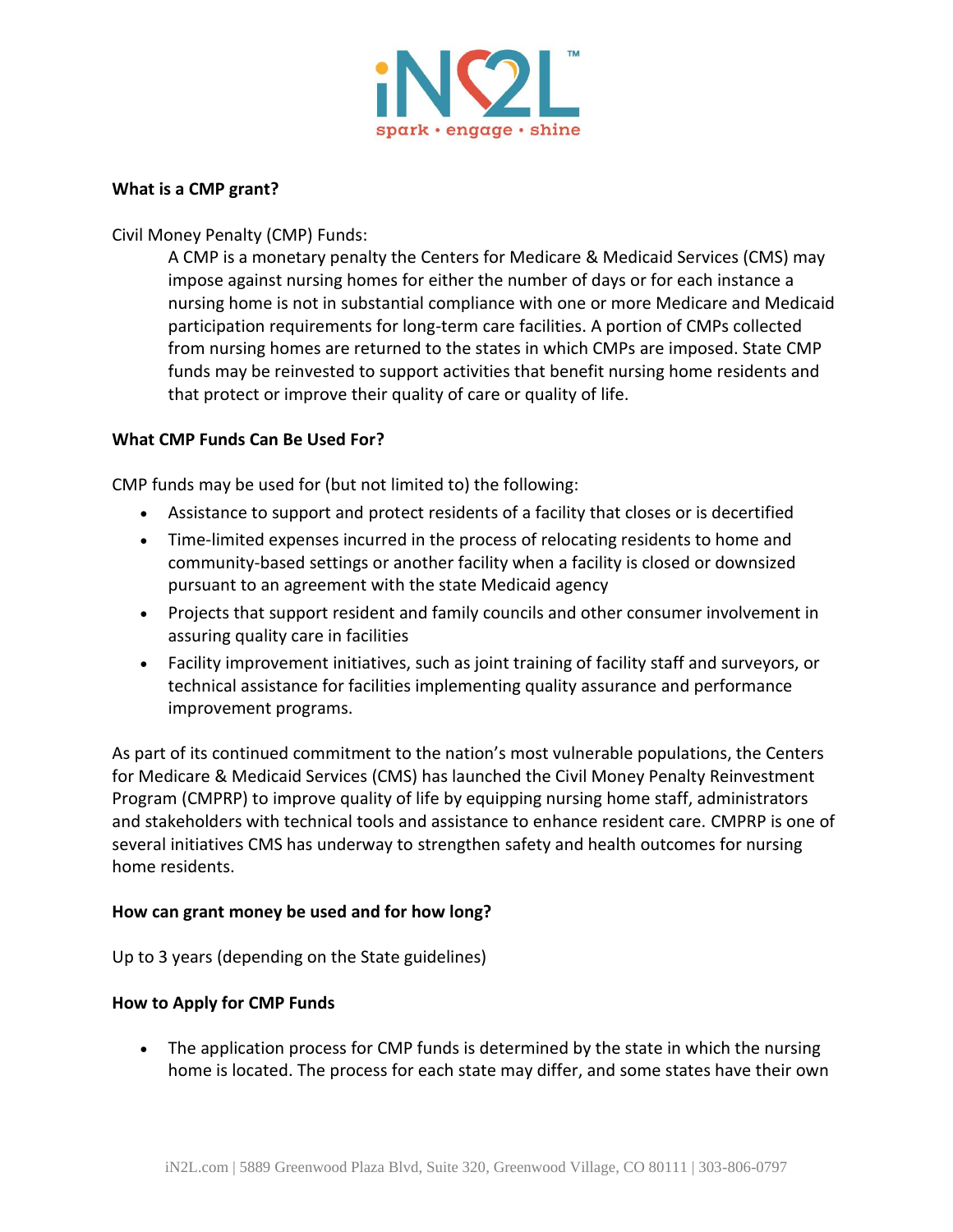**What is a CMP grant?**

Civil Money Penalty (CMP) Funds:

A CMP is a monetary penalty the Centers for Medicare & Medicaid Services (CMS) may impose against nursing homes for either the number of days or for each instance a nursing home is not in substantial compliance with one or more Medicare and Medicaid participation requirements for long-term care facilities. A portion of CMPs collected from nursing homes are returned to the states in which CMPs are imposed. State CMP funds may be reinvested to support activities that benefit nursing home residents and that protect or improve their quality of care or quality of life.

**What CMP Funds Can Be Used For?**

CMP funds may be used for (but not limited to) the following:

- Assistance to support and protect residents of a facility that closes or is decertified
- Time-limited expenses incurred in the process of relocating residents to home and community-based settings or another facility when a facility is closed or downsized pursuant to an agreement with the state Medicaid agency
- Projects that support resident and family councils and other consumer involvement in assuring quality care in facilities
- Facility improvement initiatives, such as joint training of facility staff and surveyors, or technical assistance for facilities implementing quality assurance and performance improvement programs.

As part of its continued commitment to the nation's most vulnerable populations, the Centers for Medicare & Medicaid Services (CMS) has launched the Civil Money Penalty Reinvestment Program (CMPRP) to improve quality of life by equipping nursing home staff, administrators and stakeholders with technical tools and assistance to enhance resident care. CMPRP is one of several initiatives CMS has underway to strengthen safety and health outcomes for nursing home residents.

**How can grant money be used and for how long?**

Up to 3 years (depending on the State guidelines)

**How to Apply for CMP Funds**

- The application process for CMP funds is determined by the state in which the nursing home is located. The process for each state may differ, and some states have their own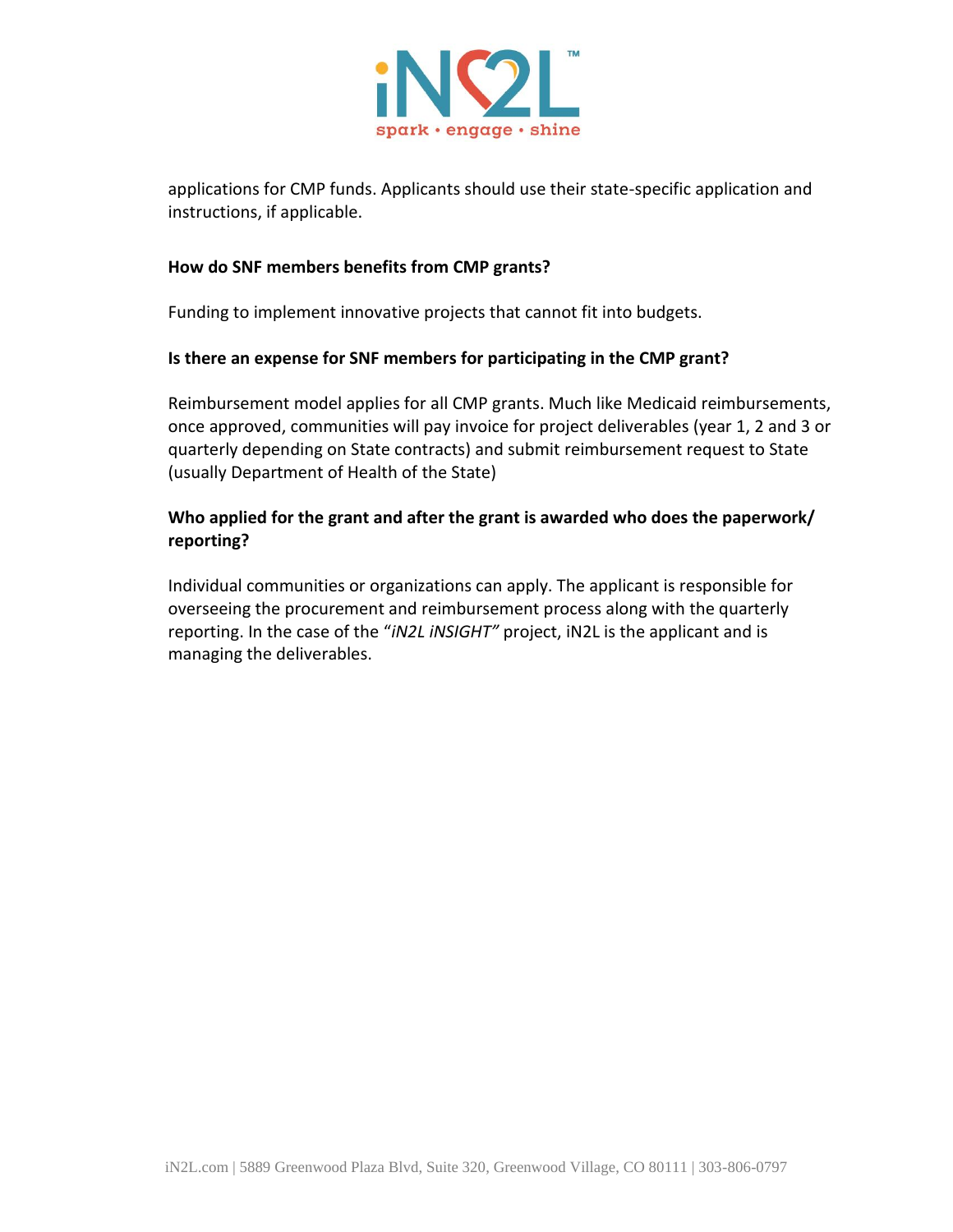applications for CMP funds. Applicants should use their state-specific application and instructions, if applicable.

**How do SNF members benefits from CMP grants?**

Funding to implement innovative projects that cannot fit into budgets.

**Is there an expense for SNF members for participating in the CMP grant?**

Reimbursement model applies for all CMP grants. Much like Medicaid reimbursements, once approved, communities will pay invoice for project deliverables (year 1, 2 and 3 or quarterly depending on State contracts) and submit reimbursement request to State (usually Department of Health of the State)

**Who applied for the grant and after the grant is awarded who does the paperwork/ reporting?**

Individual communities or organizations can apply. The applicant is responsible for overseeing the procurement and reimbursement process along with the quarterly reporting. In the case of the "*iN2L iNSIGHT"* project, iN2L is the applicant and is managing the deliverables.